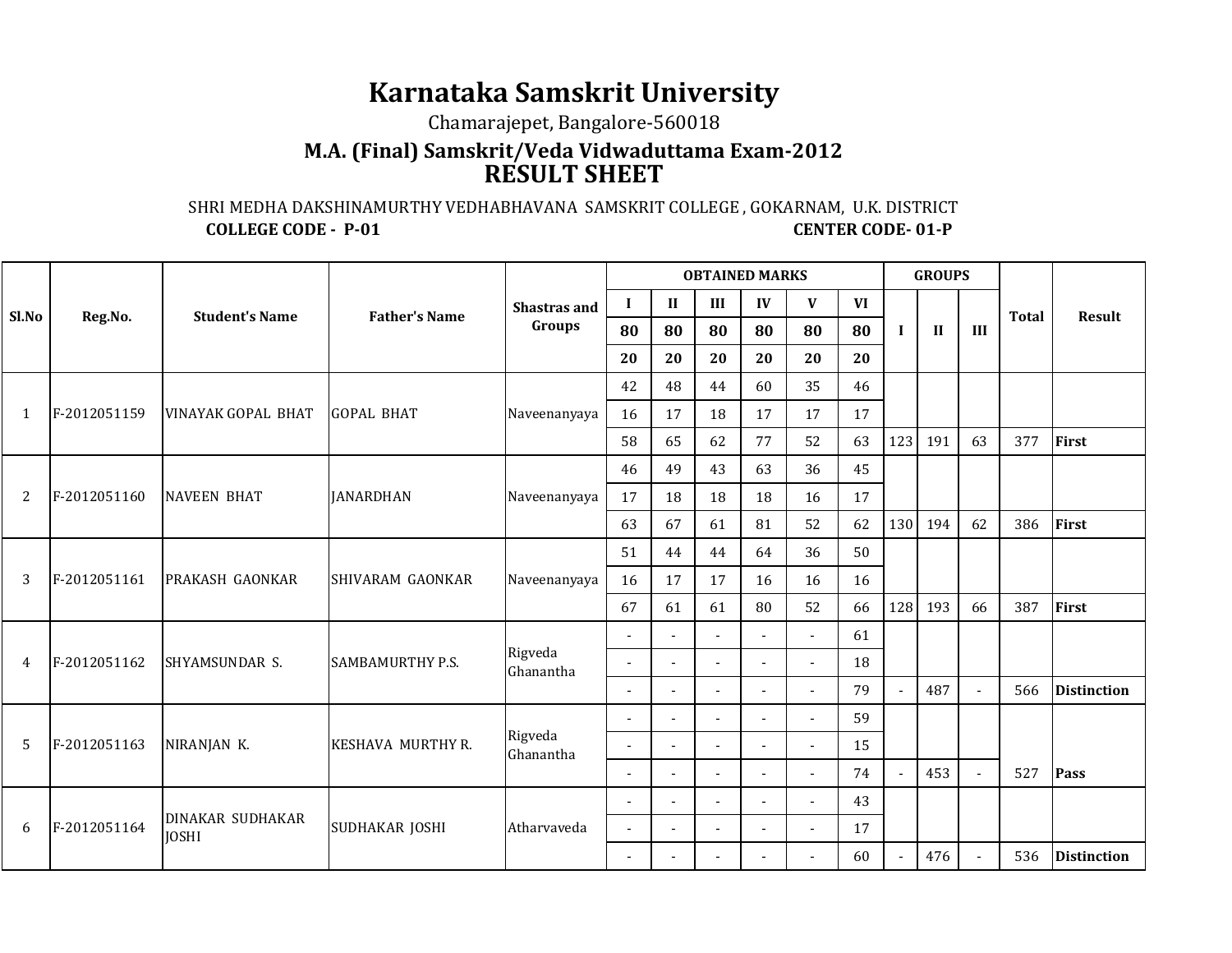# Karnataka Samskrit University

Chamarajepet, Bangalore-560018

### M.A. (Final) Samskrit/Veda Vidwaduttama Exam-2012

## RESULT SHEET

SHRI MEDHA DAKSHINAMURTHY VEDHABHAVANA SAMSKRIT COLLEGE , GOKARNAM, U.K. DISTRICT

**COLLEGE CODE - P-01** **CENTER CODE- 01-P**

| Sl.No | Reg.No. | Student's Name | Father's Name | Shastras and Groups | OBTAINED MARKS | | | | | | GROUPS | | | Total | Result |
|---|---|---|---|---|---|---|---|---|---|---|---|---|---|---|---|
| | | | | | I | II | III | IV | V | VI | I | II | III | | |
| | | | | | 80 | 80 | 80 | 80 | 80 | 80 | | | | | |
| | | | | | 20 | 20 | 20 | 20 | 20 | 20 | | | | | |
| 1 | F-2012051159 | VINAYAK GOPAL BHAT | GOPAL BHAT | Naveenanyaya | 42 | 48 | 44 | 60 | 35 | 46 | | | | | |
| | | | | | 16 | 17 | 18 | 17 | 17 | 17 | | | | | |
| | | | | | 58 | 65 | 62 | 77 | 52 | 63 | 123 | 191 | 63 | 377 | **First** |
| 2 | F-2012051160 | NAVEEN BHAT | JANARDHAN | Naveenanyaya | 46 | 49 | 43 | 63 | 36 | 45 | | | | | |
| | | | | | 17 | 18 | 18 | 18 | 16 | 17 | | | | | |
| | | | | | 63 | 67 | 61 | 81 | 52 | 62 | 130 | 194 | 62 | 386 | **First** |
| 3 | F-2012051161 | PRAKASH GAONKAR | SHIVARAM GAONKAR | Naveenanyaya | 51 | 44 | 44 | 64 | 36 | 50 | | | | | |
| | | | | | 16 | 17 | 17 | 16 | 16 | 16 | | | | | |
| | | | | | 67 | 61 | 61 | 80 | 52 | 66 | 128 | 193 | 66 | 387 | **First** |
| 4 | F-2012051162 | SHYAMSUNDAR S. | SAMBAMURTHY P.S. | Rigveda Ghanantha | - | - | - | - | - | 61 | | | | | |
| | | | | | - | - | - | - | - | 18 | | | | | |
| | | | | | - | - | - | - | - | 79 | - | 487 | - | 566 | **Distinction** |
| 5 | F-2012051163 | NIRANJAN K. | KESHAVA MURTHY R. | Rigveda Ghanantha | - | - | - | - | - | 59 | | | | | |
| | | | | | - | - | - | - | - | 15 | | | | | |
| | | | | | - | - | - | - | - | 74 | - | 453 | - | 527 | **Pass** |
| 6 | F-2012051164 | DINAKAR SUDHAKAR JOSHI | SUDHAKAR JOSHI | Atharvaveda | - | - | - | - | - | 43 | | | | | |
| | | | | | - | - | - | - | - | 17 | | | | | |
| | | | | | - | - | - | - | - | 60 | - | 476 | - | 536 | **Distinction** |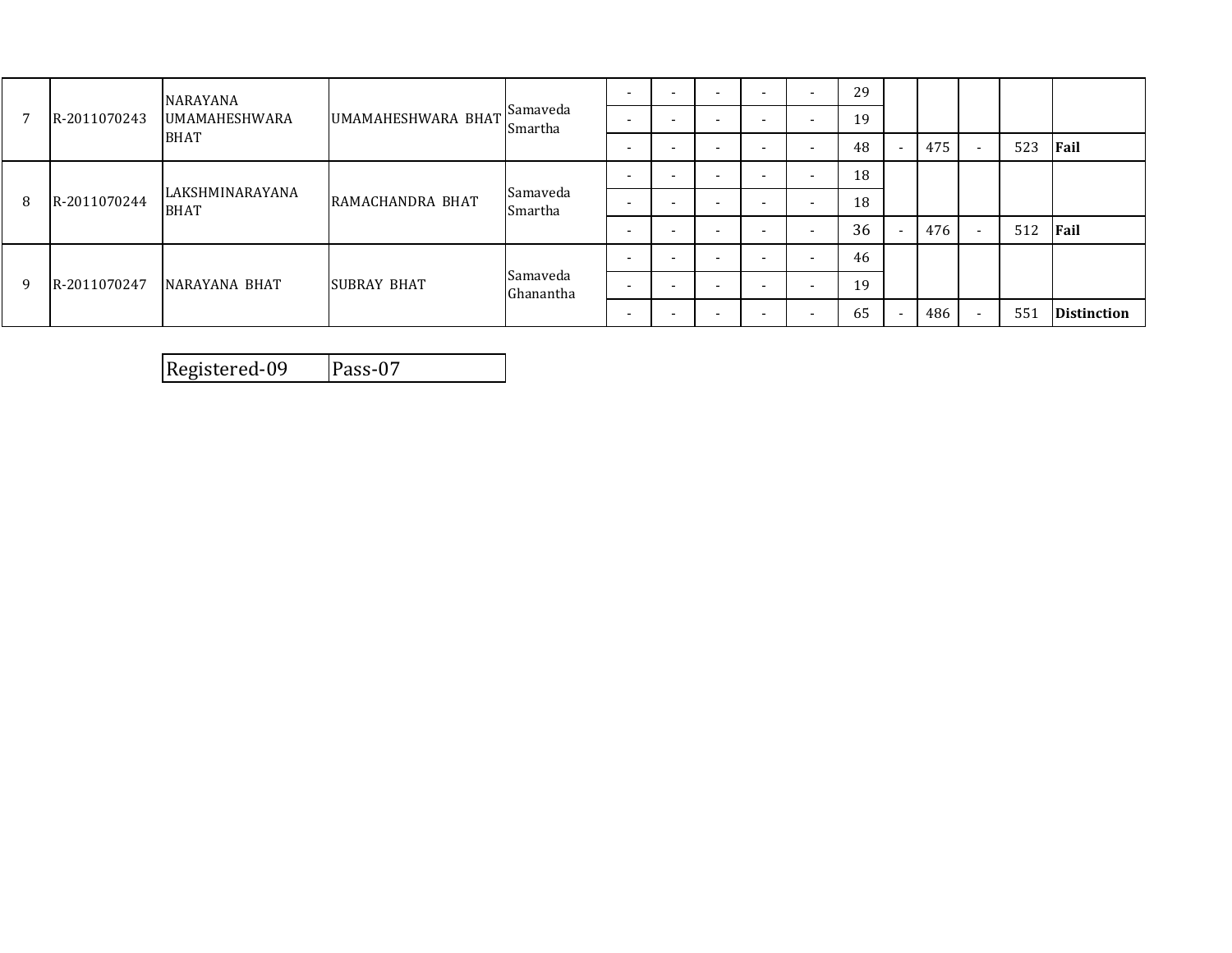| | | | | | | | | | | | | | | | | |
|---|---|---|---|---|---|---|---|---|---|---|---|---|---|---|---|---|
| 7 | R-2011070243 | NARAYANA UMAMAHESHWARA BHAT | UMAMAHESHWARA BHAT | Samaveda Smartha | - | - | - | - | - | 29 | | | | | | |
| | | | | | - | - | - | - | - | 19 | | | | | | |
| | | | | | - | - | - | - | - | 48 | - | 475 | - | 523 | **Fail** |
| 8 | R-2011070244 | LAKSHMINARAYANA BHAT | RAMACHANDRA BHAT | Samaveda Smartha | - | - | - | - | - | 18 | | | | | | |
| | | | | | - | - | - | - | - | 18 | | | | | | |
| | | | | | - | - | - | - | - | 36 | - | 476 | - | 512 | **Fail** |
| 9 | R-2011070247 | NARAYANA BHAT | SUBRAY BHAT | Samaveda Ghanantha | - | - | - | - | - | 46 | | | | | | |
| | | | | | - | - | - | - | - | 19 | | | | | | |
| | | | | | - | - | - | - | - | 65 | - | 486 | - | 551 | **Distinction** |

| | |
|---|---|
| Registered-09 | Pass-07 |